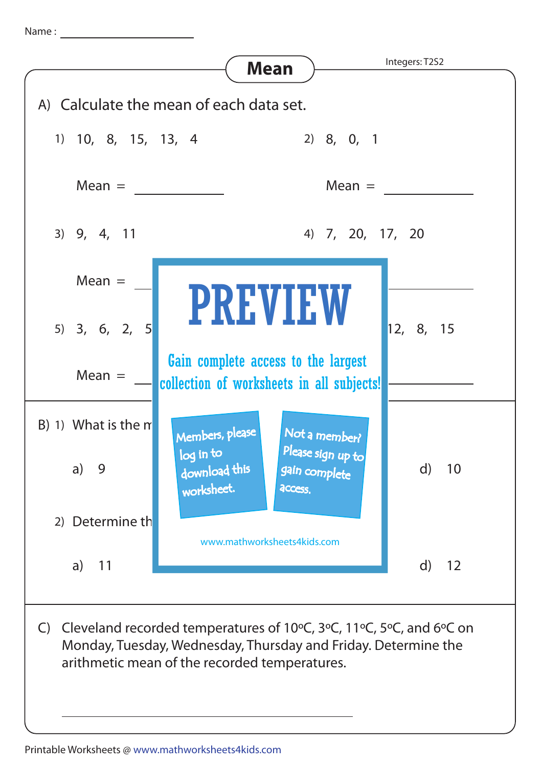Name : ____________________

# Mean

Integers: T2S2

A) Calculate the mean of each data set.

1) 10, 8, 15, 13, 4

Mean = __________

2) 8, 0, 1

Mean = __________

3) 9, 4, 11

Mean = __________

4) 7, 20, 17, 20

__________

5) 3, 6, 2, 5

Mean = __________

12, 8, 15

__________

PREVIEW

Gain complete access to the largest collection of worksheets in all subjects!

Members, please log in to download this worksheet.

Not a member? Please sign up to gain complete access.

www.mathworksheets4kids.com

B) 1) What is the m

a) 9

d) 10

2) Determine th

a) 11

d) 12

C) Cleveland recorded temperatures of 10ºC, 3ºC, 11ºC, 5ºC, and 6ºC on Monday, Tuesday, Wednesday, Thursday and Friday. Determine the arithmetic mean of the recorded temperatures.

______________________________

Printable Worksheets @ www.mathworksheets4kids.com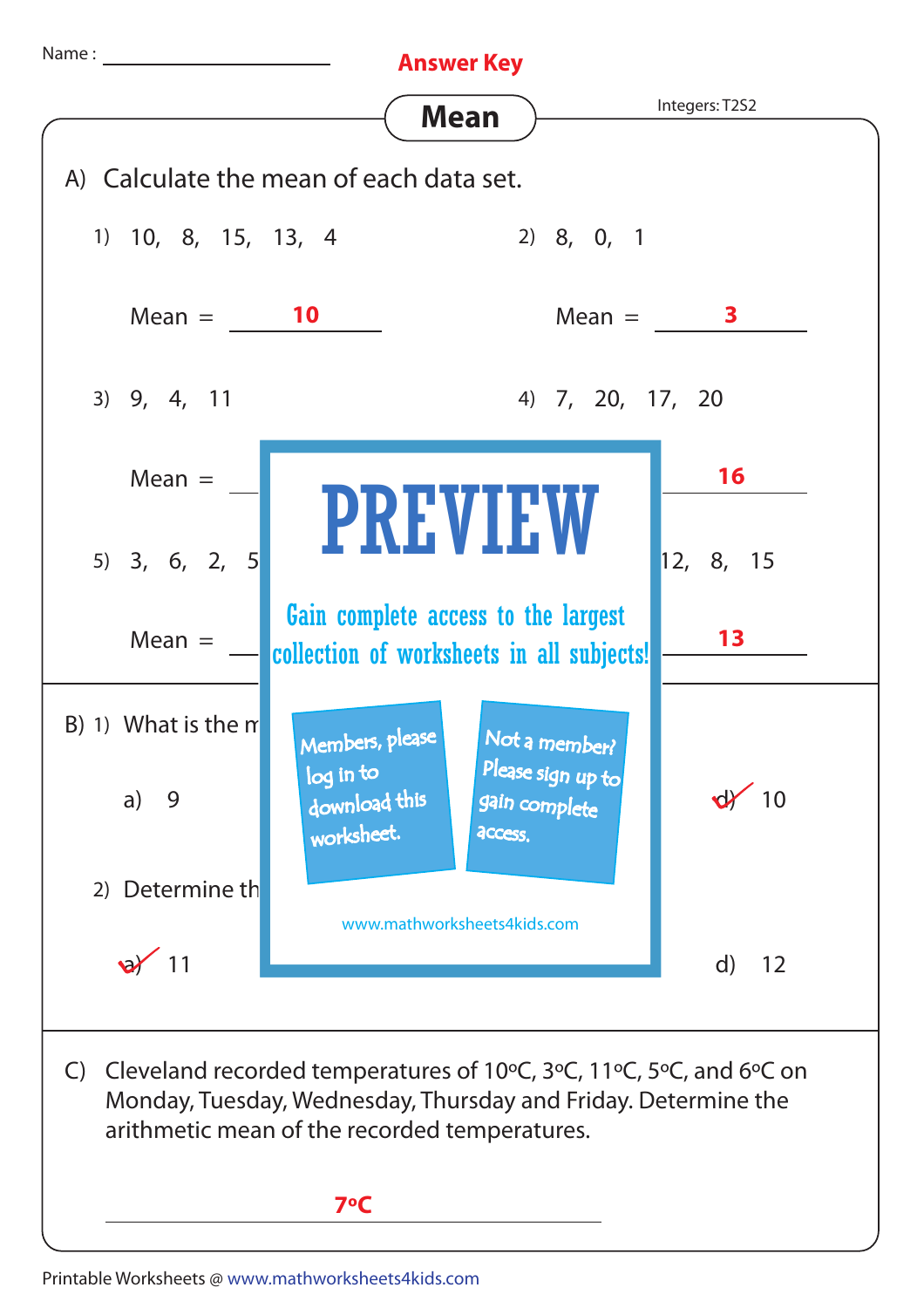Name : ____________________

**Answer Key**

Integers: T2S2

# Mean

A) Calculate the mean of each data set.

1) 10, 8, 15, 13, 4

Mean = **10**

2) 8, 0, 1

Mean = **3**

3) 9, 4, 11

Mean = ____

4) 7, 20, 17, 20

Mean = **16**

5) 3, 6, 2, 5

Mean = ____

12, 8, 15

Mean = **13**

B) 1) What is the m

a) 9

d) 10 ✓

2) Determine th

a) 11 ✓

d) 12

PREVIEW

Gain complete access to the largest collection of worksheets in all subjects!

Members, please log in to download this worksheet.

Not a member? Please sign up to gain complete access.

www.mathworksheets4kids.com

C) Cleveland recorded temperatures of 10ºC, 3ºC, 11ºC, 5ºC, and 6ºC on Monday, Tuesday, Wednesday, Thursday and Friday. Determine the arithmetic mean of the recorded temperatures.

**7ºC**

Printable Worksheets @ www.mathworksheets4kids.com